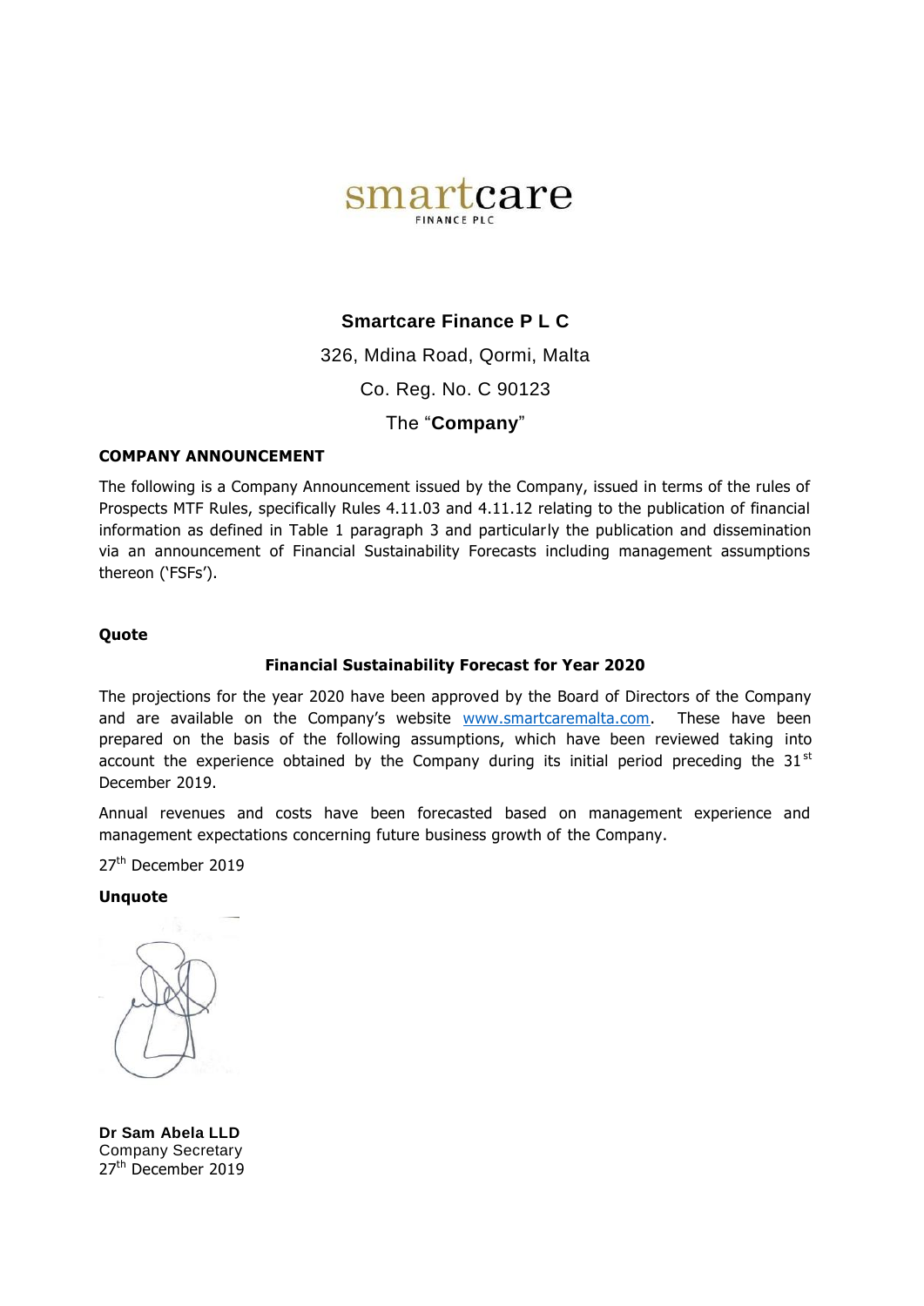smartcare
FINANCE PLC

**Smartcare Finance P L C**

326, Mdina Road, Qormi, Malta

Co. Reg. No. C 90123

The "**Company**"

**COMPANY ANNOUNCEMENT**

The following is a Company Announcement issued by the Company, issued in terms of the rules of Prospects MTF Rules, specifically Rules 4.11.03 and 4.11.12 relating to the publication of financial information as defined in Table 1 paragraph 3 and particularly the publication and dissemination via an announcement of Financial Sustainability Forecasts including management assumptions thereon ('FSFs').

**Quote**

**Financial Sustainability Forecast for Year 2020**

The projections for the year 2020 have been approved by the Board of Directors of the Company and are available on the Company's website www.smartcaremalta.com. These have been prepared on the basis of the following assumptions, which have been reviewed taking into account the experience obtained by the Company during its initial period preceding the 31st December 2019.

Annual revenues and costs have been forecasted based on management experience and management expectations concerning future business growth of the Company.

27th December 2019

**Unquote**

**Dr Sam Abela LLD**
Company Secretary
27th December 2019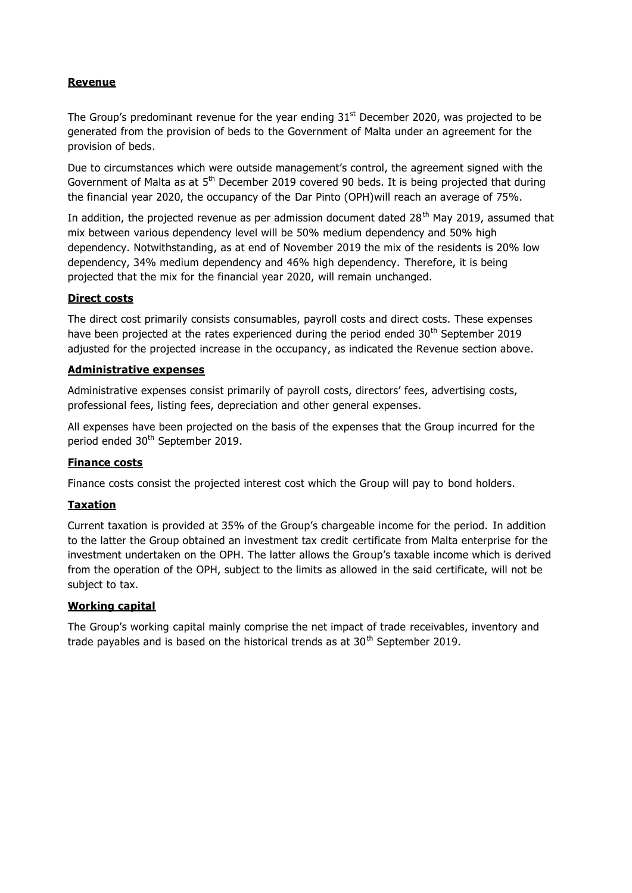**Revenue**

The Group's predominant revenue for the year ending 31st December 2020, was projected to be generated from the provision of beds to the Government of Malta under an agreement for the provision of beds.

Due to circumstances which were outside management's control, the agreement signed with the Government of Malta as at 5th December 2019 covered 90 beds. It is being projected that during the financial year 2020, the occupancy of the Dar Pinto (OPH)will reach an average of 75%.

In addition, the projected revenue as per admission document dated 28th May 2019, assumed that mix between various dependency level will be 50% medium dependency and 50% high dependency. Notwithstanding, as at end of November 2019 the mix of the residents is 20% low dependency, 34% medium dependency and 46% high dependency. Therefore, it is being projected that the mix for the financial year 2020, will remain unchanged.

**Direct costs**

The direct cost primarily consists consumables, payroll costs and direct costs. These expenses have been projected at the rates experienced during the period ended 30th September 2019 adjusted for the projected increase in the occupancy, as indicated the Revenue section above.

**Administrative expenses**

Administrative expenses consist primarily of payroll costs, directors' fees, advertising costs, professional fees, listing fees, depreciation and other general expenses.

All expenses have been projected on the basis of the expenses that the Group incurred for the period ended 30th September 2019.

**Finance costs**

Finance costs consist the projected interest cost which the Group will pay to bond holders.

**Taxation**

Current taxation is provided at 35% of the Group's chargeable income for the period. In addition to the latter the Group obtained an investment tax credit certificate from Malta enterprise for the investment undertaken on the OPH. The latter allows the Group's taxable income which is derived from the operation of the OPH, subject to the limits as allowed in the said certificate, will not be subject to tax.

**Working capital**

The Group's working capital mainly comprise the net impact of trade receivables, inventory and trade payables and is based on the historical trends as at 30th September 2019.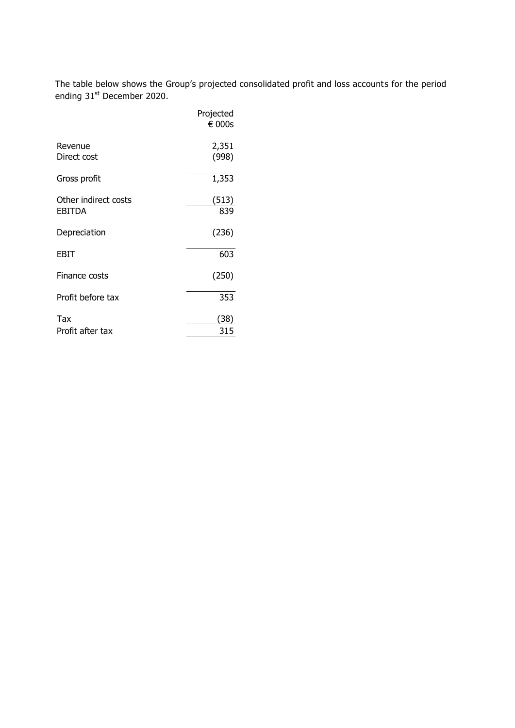The table below shows the Group's projected consolidated profit and loss accounts for the period ending 31st December 2020.

| | Projected € 000s |
|---|---|
| Revenue | 2,351 |
| Direct cost | (998) |
| Gross profit | 1,353 |
| Other indirect costs | (513) |
| EBITDA | 839 |
| Depreciation | (236) |
| EBIT | 603 |
| Finance costs | (250) |
| Profit before tax | 353 |
| Tax | (38) |
| Profit after tax | 315 |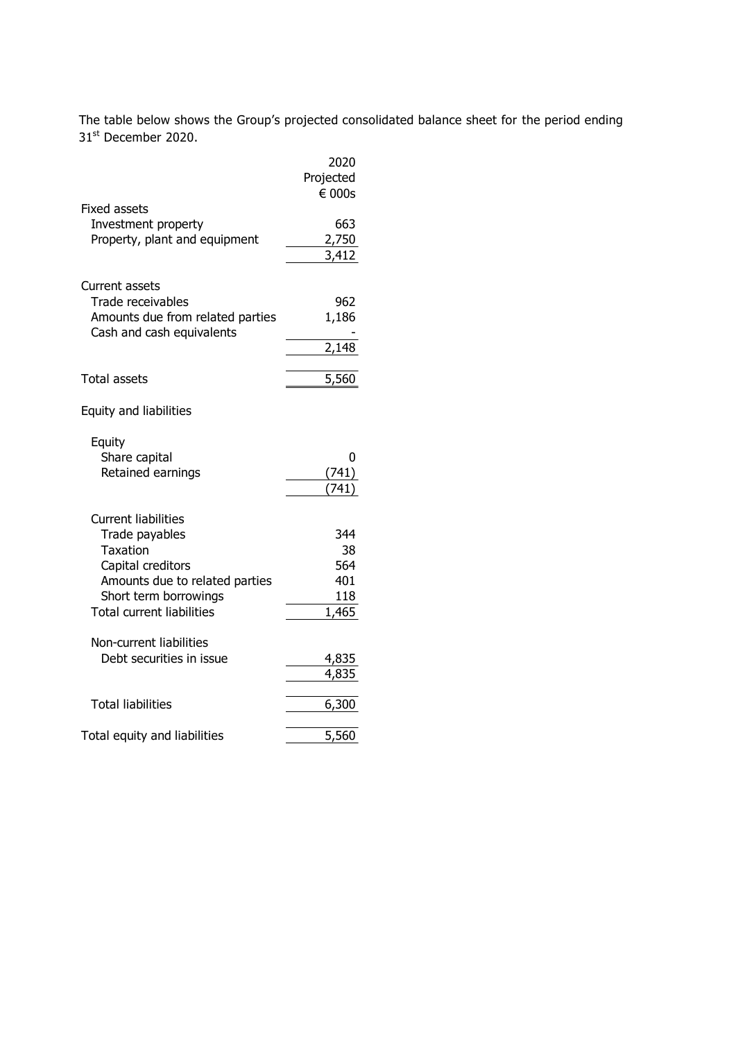The table below shows the Group's projected consolidated balance sheet for the period ending 31st December 2020.

| | 2020 Projected € 000s |
|---|---|
| **Fixed assets** | |
| Investment property | 663 |
| Property, plant and equipment | 2,750 |
| | 3,412 |
| **Current assets** | |
| Trade receivables | 962 |
| Amounts due from related parties | 1,186 |
| Cash and cash equivalents | - |
| | 2,148 |
| **Total assets** | 5,560 |
| **Equity and liabilities** | |
| Equity | |
| Share capital | 0 |
| Retained earnings | (741) |
| | (741) |
| Current liabilities | |
| Trade payables | 344 |
| Taxation | 38 |
| Capital creditors | 564 |
| Amounts due to related parties | 401 |
| Short term borrowings | 118 |
| Total current liabilities | 1,465 |
| Non-current liabilities | |
| Debt securities in issue | 4,835 |
| | 4,835 |
| Total liabilities | 6,300 |
| **Total equity and liabilities** | 5,560 |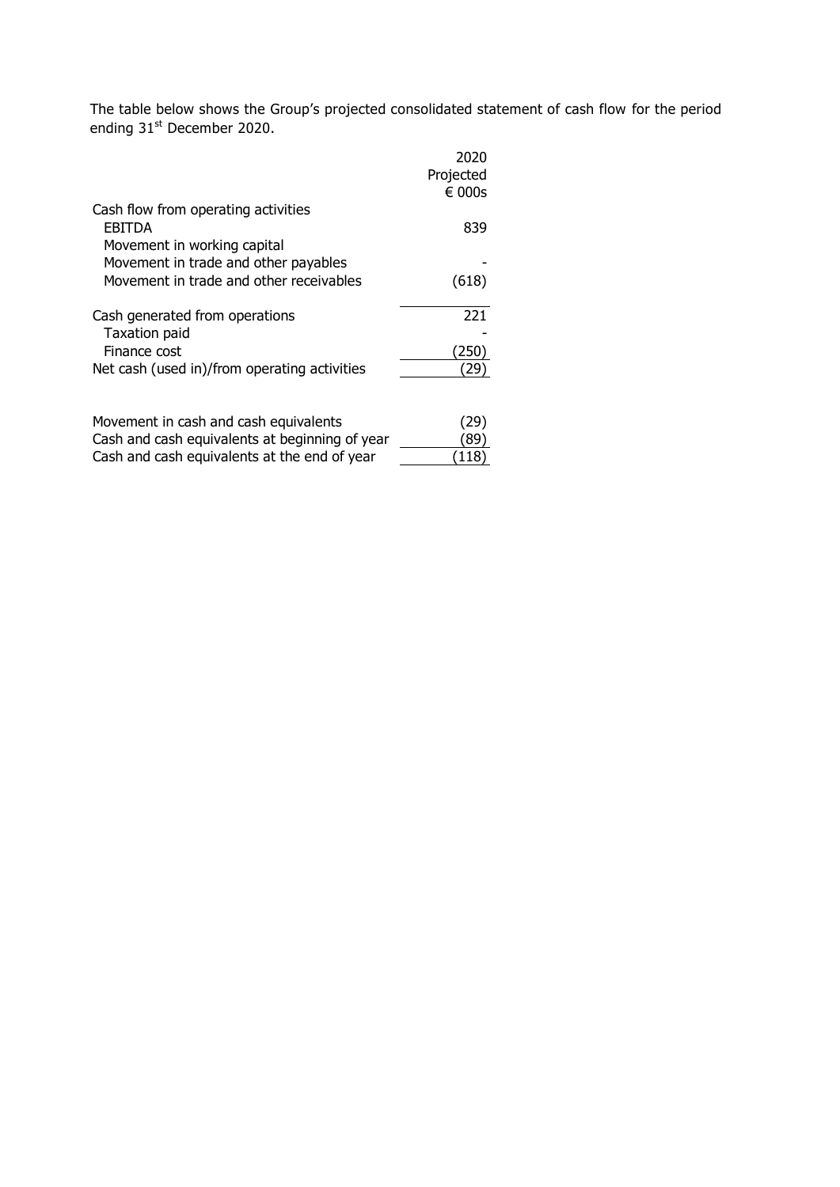The table below shows the Group's projected consolidated statement of cash flow for the period ending 31st December 2020.

| | 2020 Projected € 000s |
|---|---|
| Cash flow from operating activities | |
| EBITDA | 839 |
| Movement in working capital | |
| Movement in trade and other payables | - |
| Movement in trade and other receivables | (618) |
| Cash generated from operations | 221 |
| Taxation paid | - |
| Finance cost | (250) |
| Net cash (used in)/from operating activities | (29) |
| | |
| Movement in cash and cash equivalents | (29) |
| Cash and cash equivalents at beginning of year | (89) |
| Cash and cash equivalents at the end of year | (118) |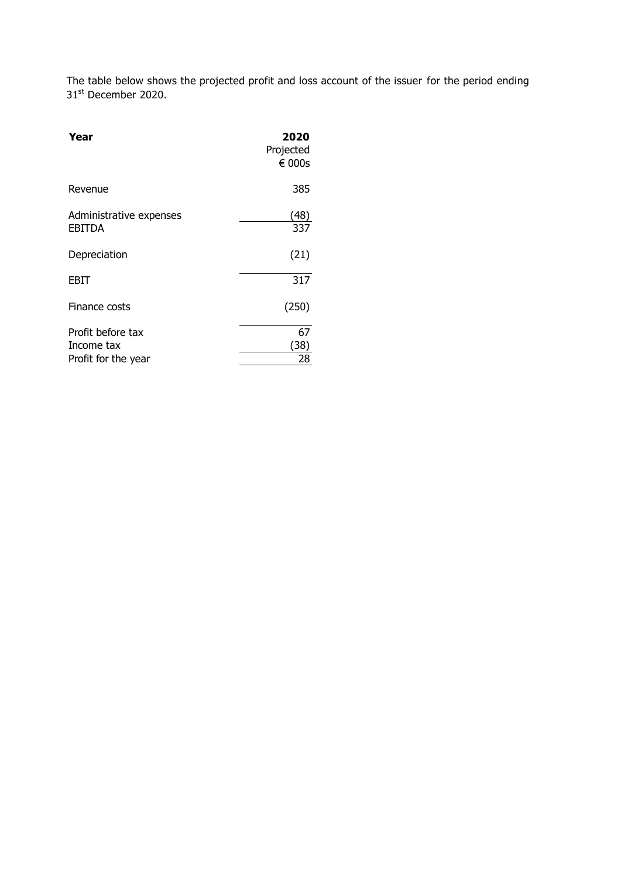The table below shows the projected profit and loss account of the issuer for the period ending 31st December 2020.

| **Year** | **2020** Projected € 000s |
|---|---|
| Revenue | 385 |
| Administrative expenses | (48) |
| EBITDA | 337 |
| Depreciation | (21) |
| EBIT | 317 |
| Finance costs | (250) |
| Profit before tax | 67 |
| Income tax | (38) |
| Profit for the year | 28 |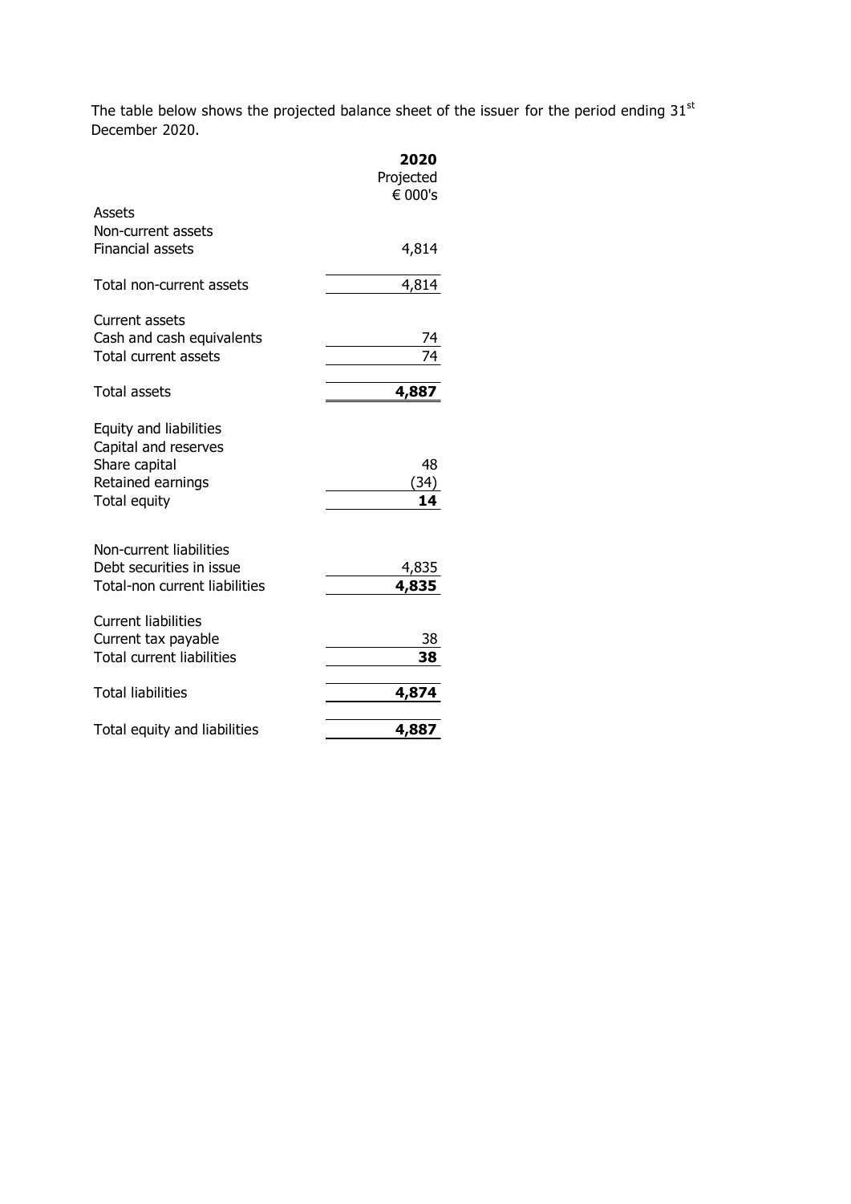The table below shows the projected balance sheet of the issuer for the period ending 31st December 2020.

| | **2020** |
|---|---|
| | Projected |
| | € 000's |
| Assets | |
| Non-current assets | |
| Financial assets | 4,814 |
| Total non-current assets | 4,814 |
| Current assets | |
| Cash and cash equivalents | 74 |
| Total current assets | 74 |
| Total assets | **4,887** |
| Equity and liabilities | |
| Capital and reserves | |
| Share capital | 48 |
| Retained earnings | (34) |
| Total equity | **14** |
| Non-current liabilities | |
| Debt securities in issue | 4,835 |
| Total-non current liabilities | **4,835** |
| Current liabilities | |
| Current tax payable | 38 |
| Total current liabilities | **38** |
| Total liabilities | **4,874** |
| Total equity and liabilities | **4,887** |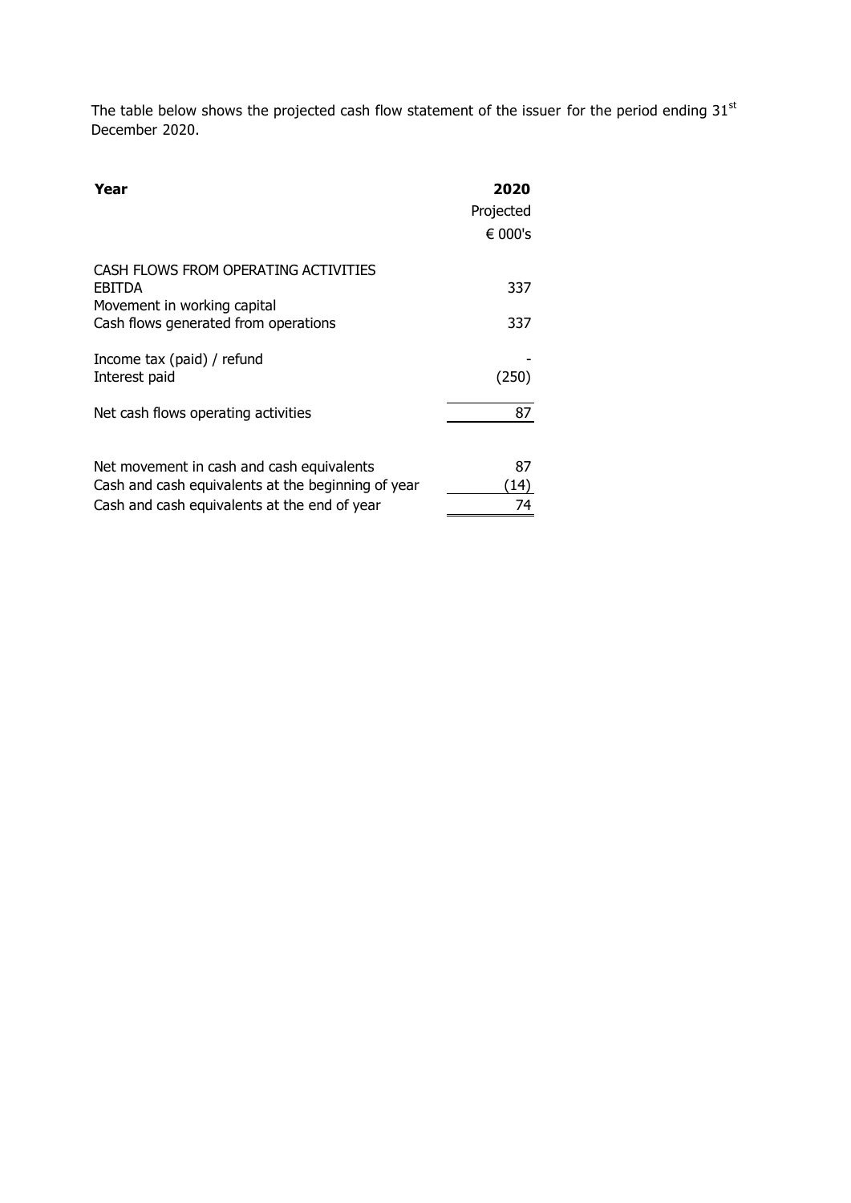The table below shows the projected cash flow statement of the issuer for the period ending 31st December 2020.

| **Year** | **2020** |
| --- | --- |
| | Projected |
| | € 000's |
| CASH FLOWS FROM OPERATING ACTIVITIES | |
| EBITDA | 337 |
| Movement in working capital | |
| Cash flows generated from operations | 337 |
| Income tax (paid) / refund | - |
| Interest paid | (250) |
| Net cash flows operating activities | 87 |
| Net movement in cash and cash equivalents | 87 |
| Cash and cash equivalents at the beginning of year | (14) |
| Cash and cash equivalents at the end of year | 74 |